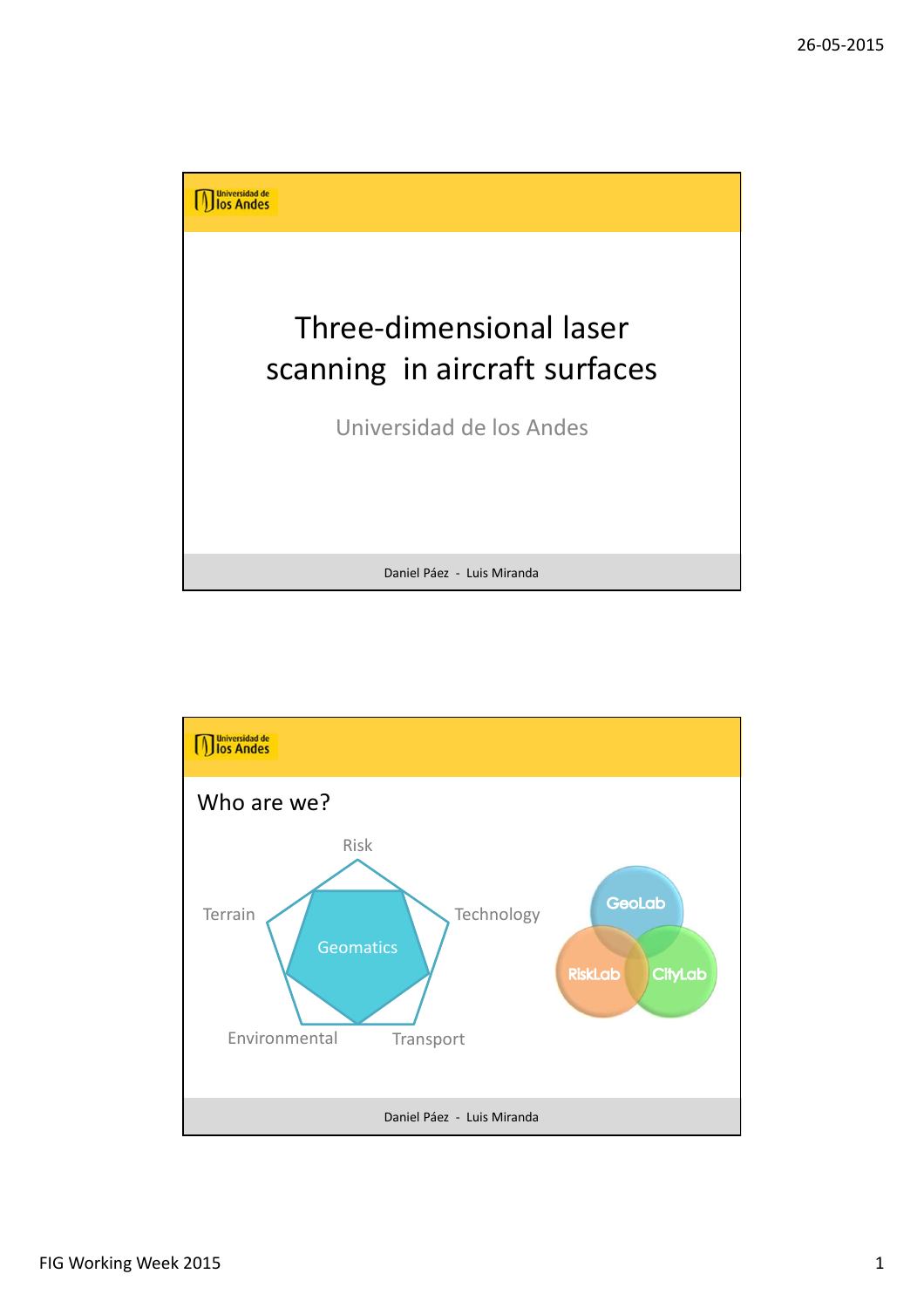# Three-dimensional laser scanning in aircraft surfaces

Universidad de los Andes

Daniel Páez - Luis Miranda

---

## Who are we?

Risk

Terrain

Technology

Geomatics

Environmental

Transport

GeoLab

RiskLab

CityLab

Daniel Páez - Luis Miranda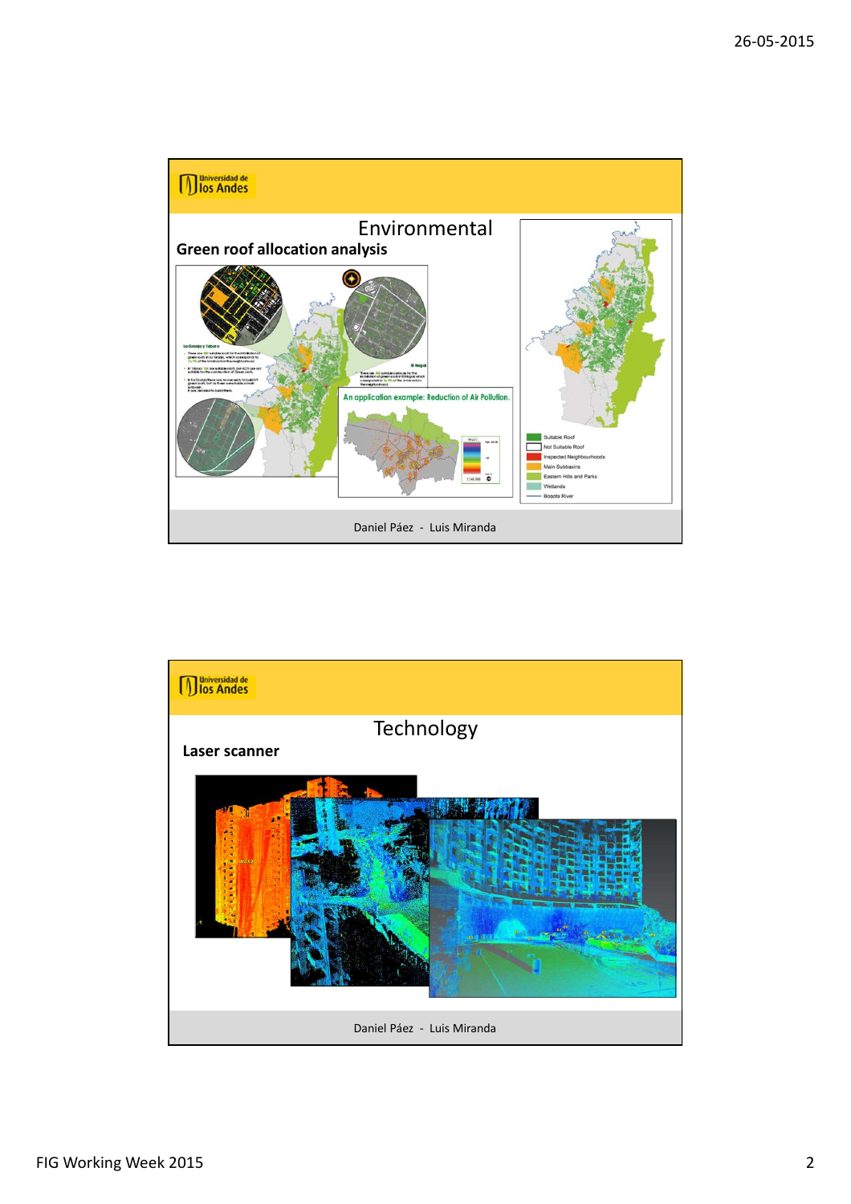Universidad de los Andes

## Environmental

### Green roof allocation analysis

An application example: Reduction of Air Pollution.

Suitable Roof

Not Suitable Roof

Inspected Neighbourhoods

Main Subbasins

Eastern Hills and Parks

Wetlands

Bogota River

Daniel Páez - Luis Miranda

Universidad de los Andes

## Technology

### Laser scanner

Daniel Páez - Luis Miranda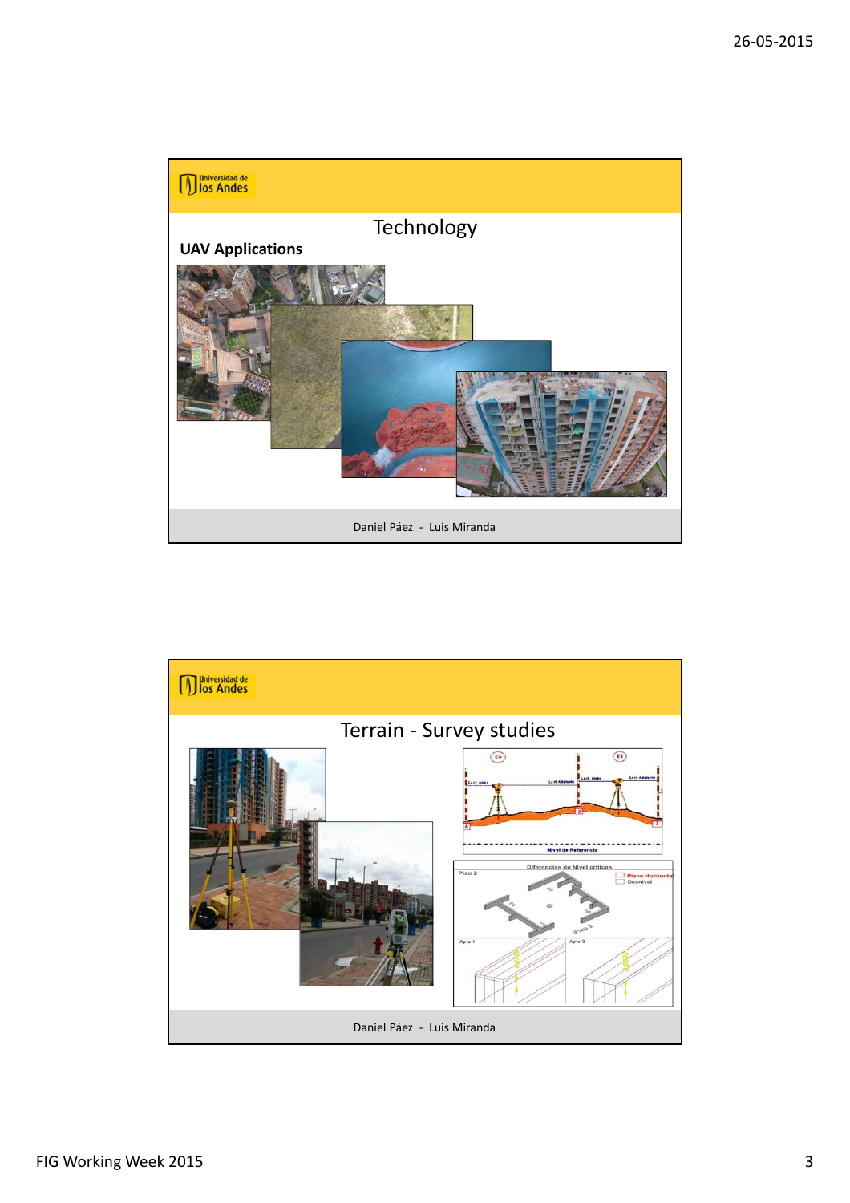## Technology

**UAV Applications**

Daniel Páez - Luis Miranda

## Terrain - Survey studies

Daniel Páez - Luis Miranda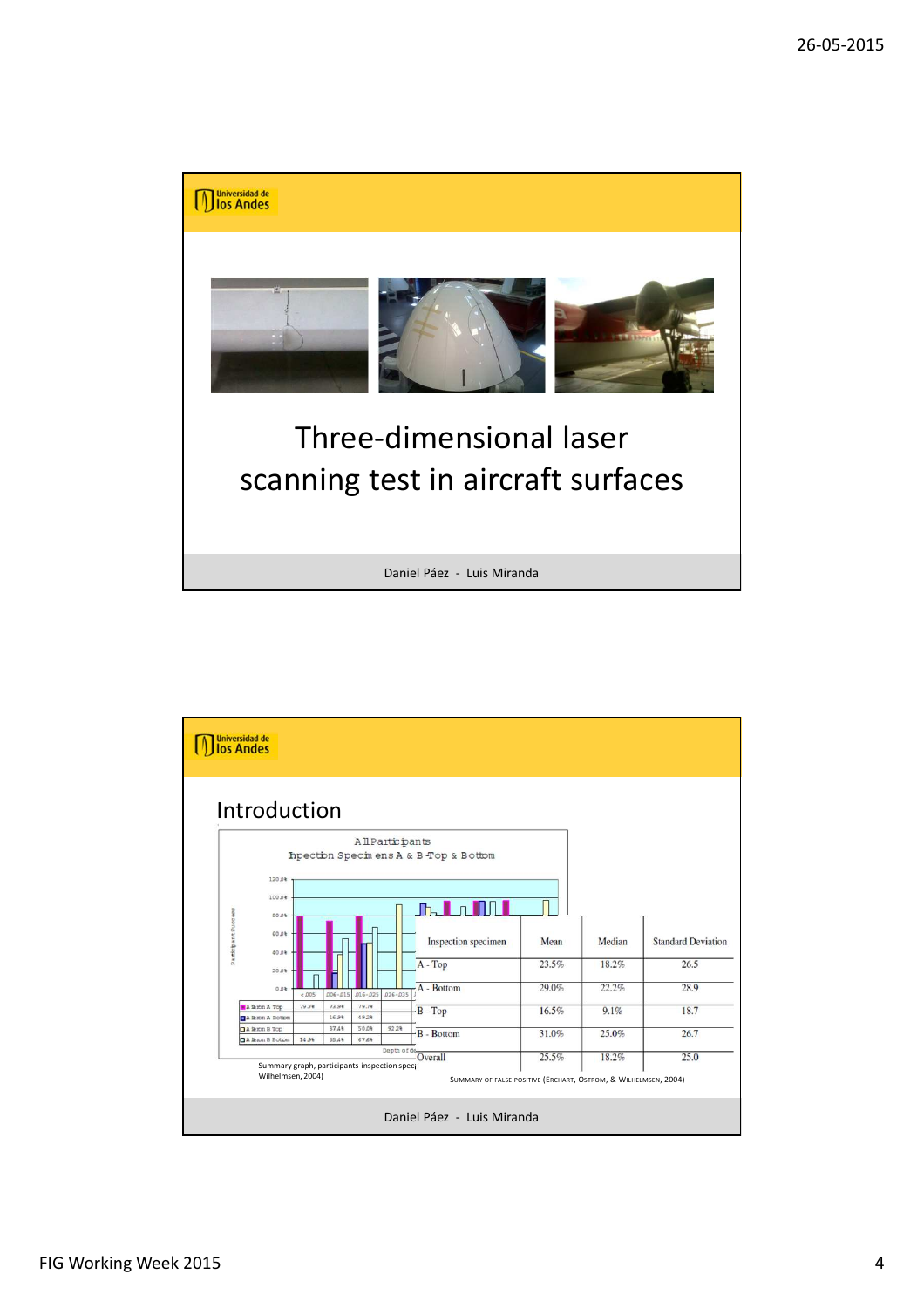Three-dimensional laser scanning test in aircraft surfaces

Daniel Páez - Luis Miranda

## Introduction

| Inspection specimen | Mean | Median | Standard Deviation |
| --- | --- | --- | --- |
| A - Top | 23.5% | 18.2% | 26.5 |
| A - Bottom | 29.0% | 22.2% | 28.9 |
| B - Top | 16.5% | 9.1% | 18.7 |
| B - Bottom | 31.0% | 25.0% | 26.7 |
| Overall | 25.5% | 18.2% | 25.0 |

Summary graph, participants-inspection spec Wilhelmsen, 2004)

SUMMARY OF FALSE POSITIVE (ERCHART, OSTROM, & WILHELMSEN, 2004)

Daniel Páez - Luis Miranda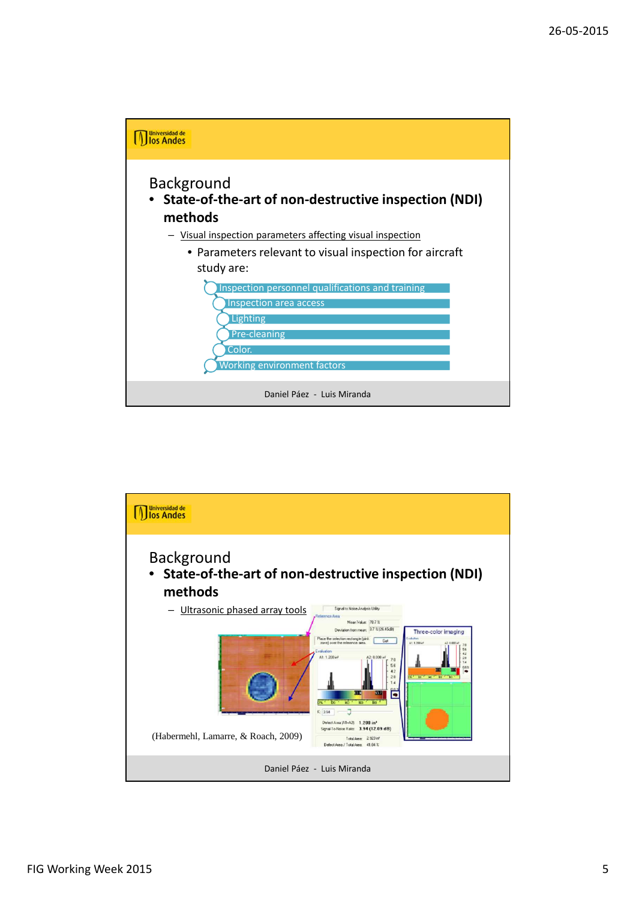## Background

- **State-of-the-art of non-destructive inspection (NDI) methods**
  - Visual inspection parameters affecting visual inspection
    - Parameters relevant to visual inspection for aircraft study are:
      - Inspection personnel qualifications and training
      - Inspection area access
      - Lighting
      - Pre-cleaning
      - Color.
      - Working environment factors

Daniel Páez - Luis Miranda

## Background

- **State-of-the-art of non-destructive inspection (NDI) methods**
  - Ultrasonic phased array tools

(Habermehl, Lamarre, & Roach, 2009)

Daniel Páez - Luis Miranda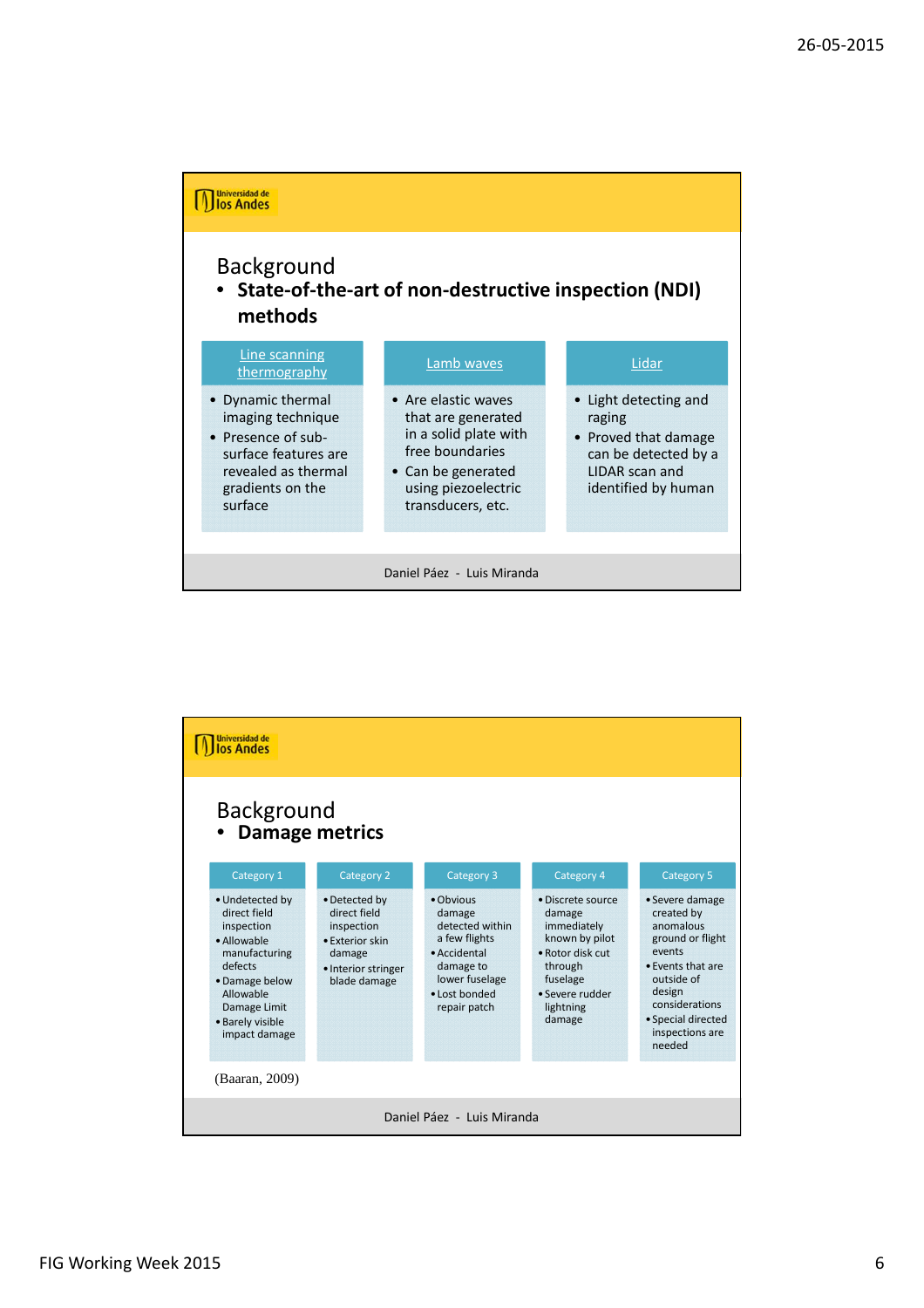## Background

- **State-of-the-art of non-destructive inspection (NDI) methods**

| Line scanning thermography | Lamb waves | Lidar |
|---|---|---|
| • Dynamic thermal imaging technique<br>• Presence of sub-surface features are revealed as thermal gradients on the surface | • Are elastic waves that are generated in a solid plate with free boundaries<br>• Can be generated using piezoelectric transducers, etc. | • Light detecting and raging<br>• Proved that damage can be detected by a LIDAR scan and identified by human |

Daniel Páez - Luis Miranda

## Background

- **Damage metrics**

| Category 1 | Category 2 | Category 3 | Category 4 | Category 5 |
|---|---|---|---|---|
| • Undetected by direct field inspection<br>• Allowable manufacturing defects<br>• Damage below Allowable Damage Limit<br>• Barely visible impact damage | • Detected by direct field inspection<br>• Exterior skin damage<br>• Interior stringer blade damage | • Obvious damage detected within a few flights<br>• Accidental damage to lower fuselage<br>• Lost bonded repair patch | • Discrete source damage immediately known by pilot<br>• Rotor disk cut through fuselage<br>• Severe rudder lightning damage | • Severe damage created by anomalous ground or flight events<br>• Events that are outside of design considerations<br>• Special directed inspections are needed |

(Baaran, 2009)

Daniel Páez - Luis Miranda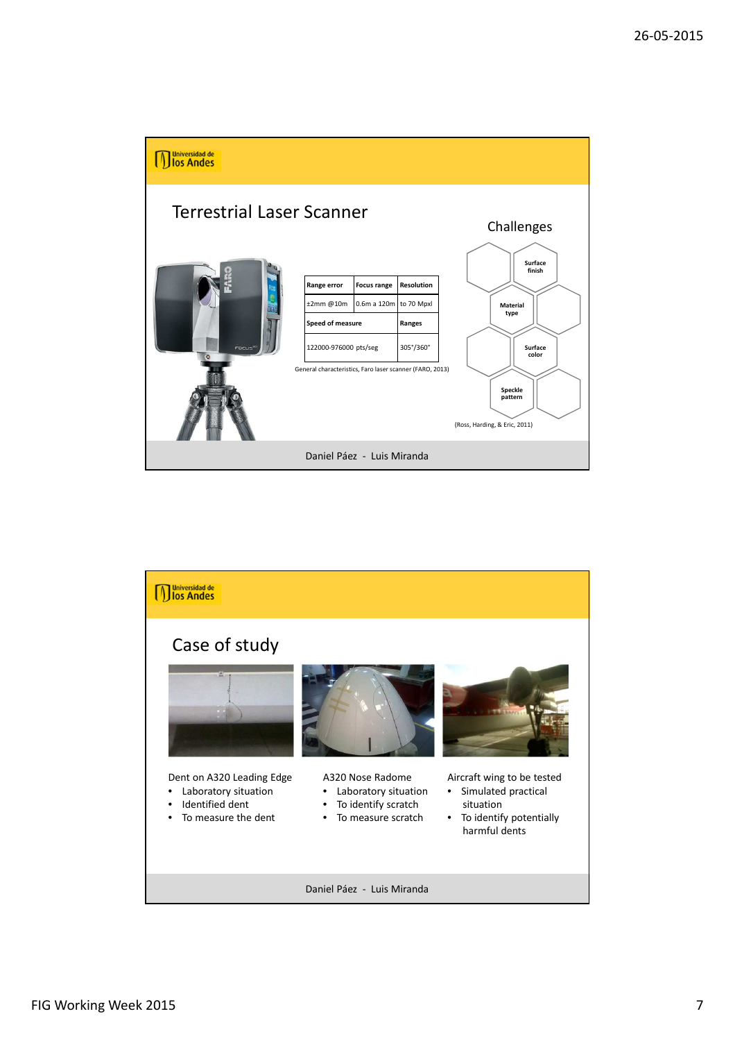## Terrestrial Laser Scanner

| Range error | Focus range | Resolution |
|---|---|---|
| ±2mm @10m | 0.6m a 120m | to 70 Mpxl |
| Speed of measure | | Ranges |
| 122000-976000 pts/seg | | 305°/360° |

General characteristics, Faro laser scanner (FARO, 2013)

### Challenges

- Surface finish
- Material type
- Surface color
- Speckle pattern

(Ross, Harding, & Eric, 2011)

Daniel Páez - Luis Miranda

## Case of study

Dent on A320 Leading Edge

- Laboratory situation
- Identified dent
- To measure the dent

A320 Nose Radome

- Laboratory situation
- To identify scratch
- To measure scratch

Aircraft wing to be tested

- Simulated practical situation
- To identify potentially harmful dents

Daniel Páez - Luis Miranda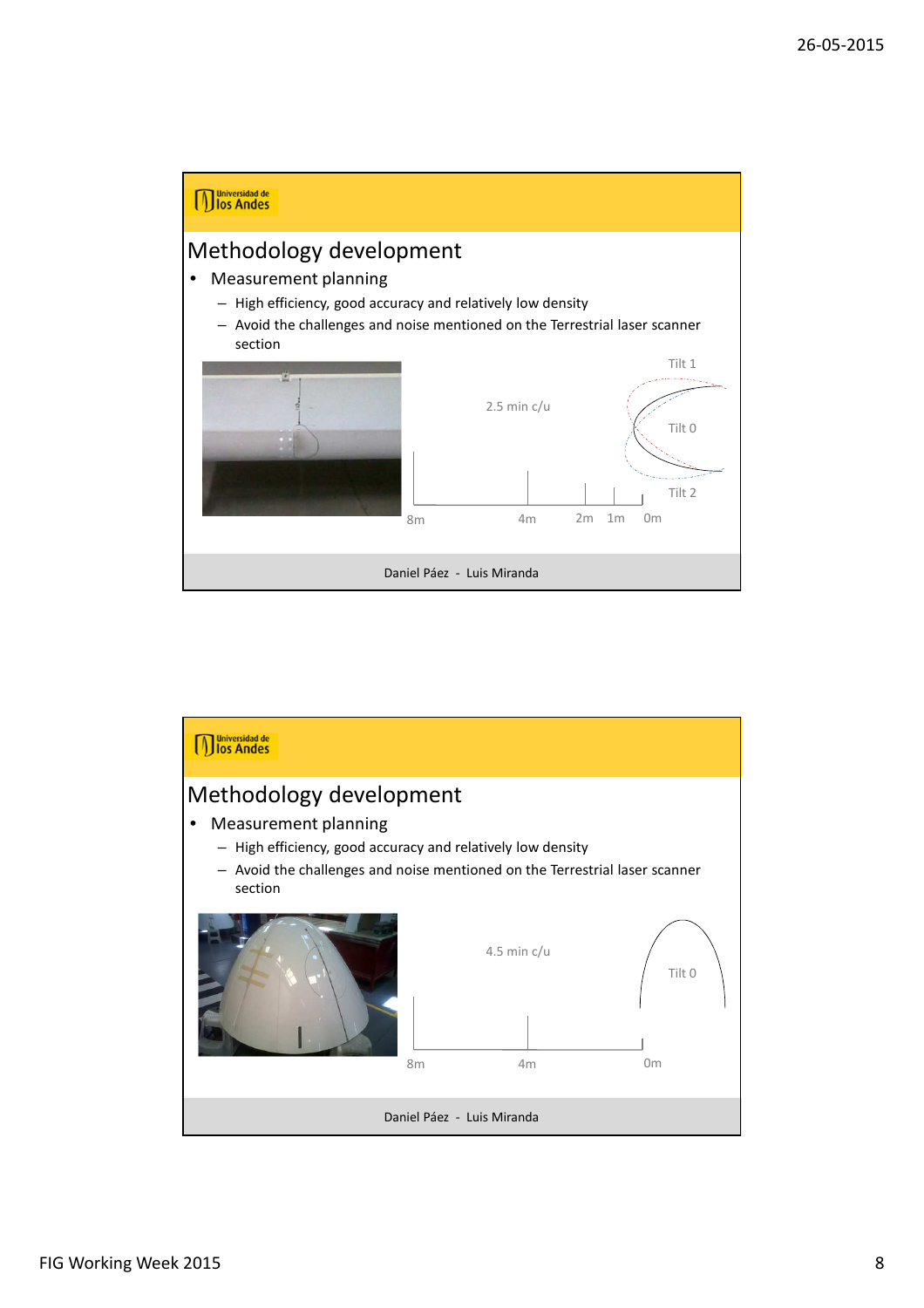## Methodology development

- Measurement planning
  - High efficiency, good accuracy and relatively low density
  - Avoid the challenges and noise mentioned on the Terrestrial laser scanner section

2.5 min c/u

Tilt 1

Tilt 0

Tilt 2

8m 4m 2m 1m 0m

Daniel Páez - Luis Miranda

## Methodology development

- Measurement planning
  - High efficiency, good accuracy and relatively low density
  - Avoid the challenges and noise mentioned on the Terrestrial laser scanner section

4.5 min c/u

Tilt 0

8m 4m 0m

Daniel Páez - Luis Miranda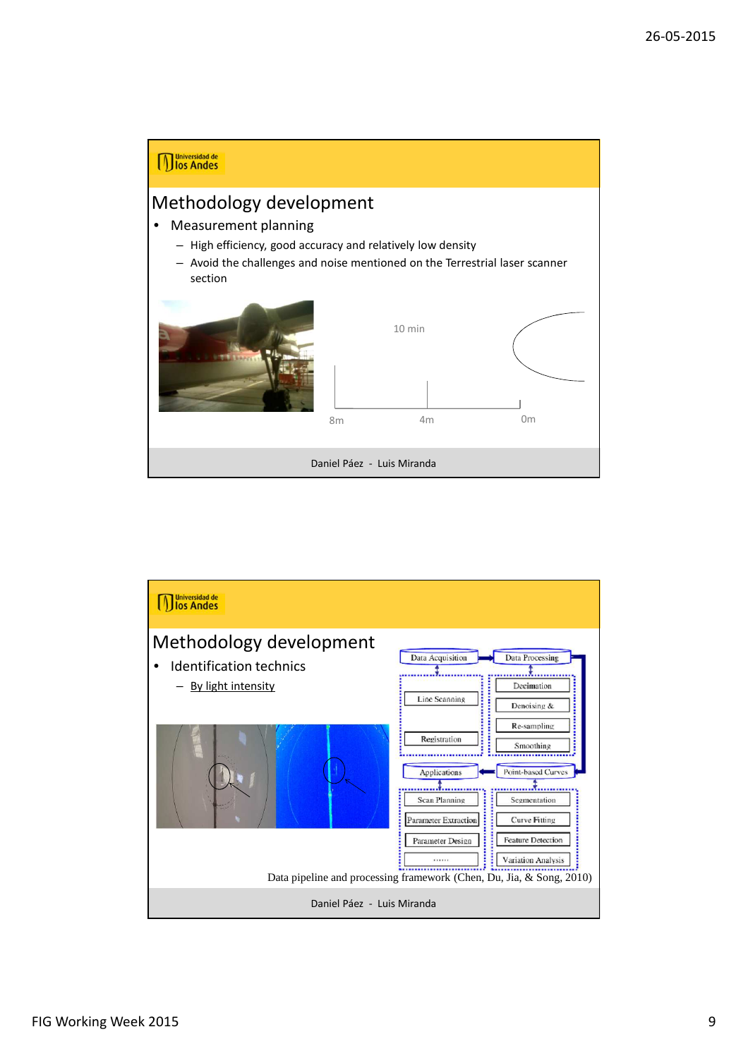## Methodology development

- Measurement planning
  - High efficiency, good accuracy and relatively low density
  - Avoid the challenges and noise mentioned on the Terrestrial laser scanner section

10 min

8m 4m 0m

Daniel Páez - Luis Miranda

## Methodology development

- Identification technics
  - By light intensity

Data Acquisition → Data Processing

Line Scanning, Registration

Decimation, Denoising &, Re-sampling, Smoothing

Applications ← Point-based Curves

Scan Planning, Parameter Extraction, Parameter Design, ......

Segmentation, Curve Fitting, Feature Detection, Variation Analysis

Data pipeline and processing framework (Chen, Du, Jia, & Song, 2010)

Daniel Páez - Luis Miranda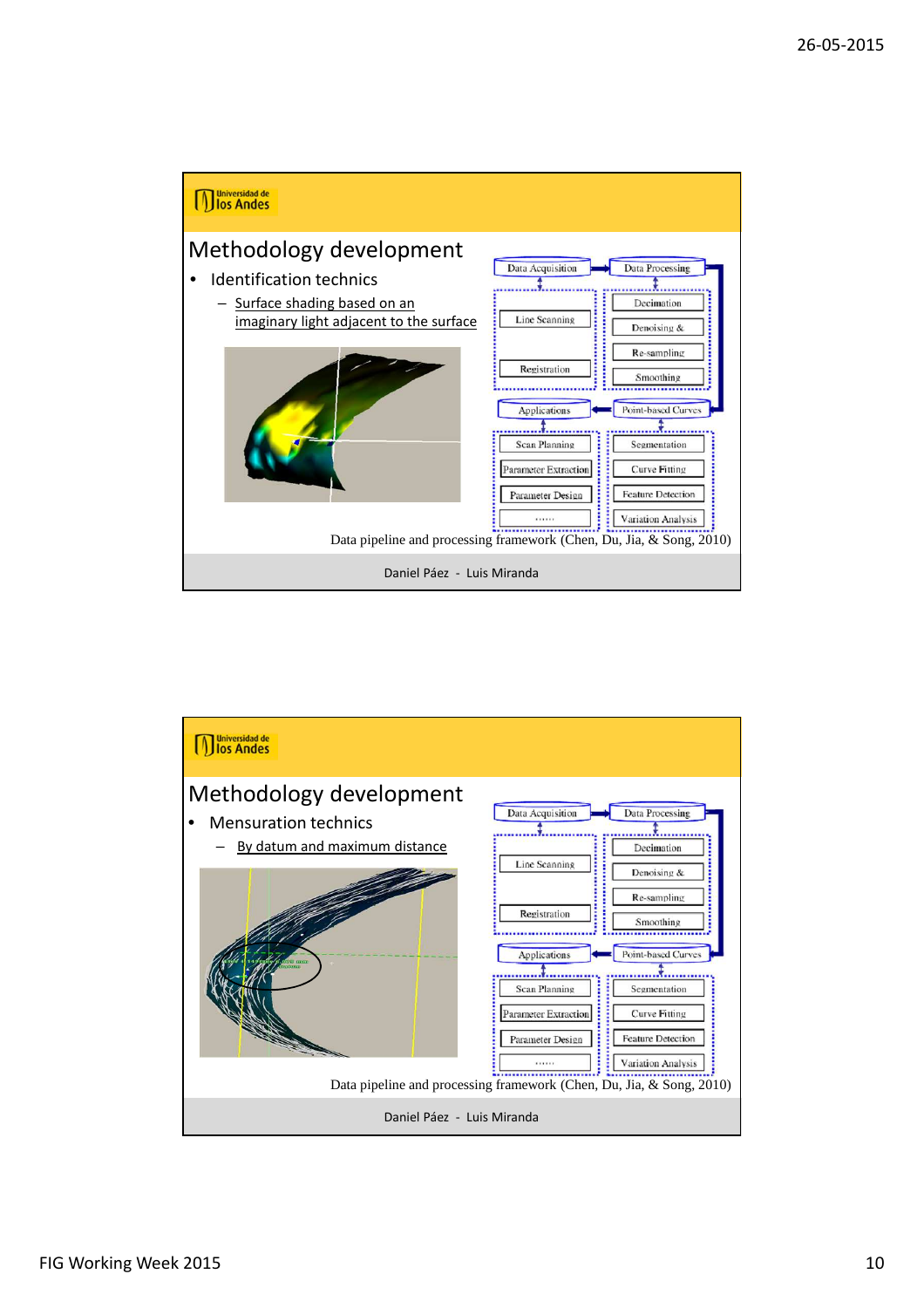## Methodology development

- Identification technics
  - Surface shading based on an imaginary light adjacent to the surface

Data pipeline and processing framework (Chen, Du, Jia, & Song, 2010)

Daniel Páez - Luis Miranda

## Methodology development

- Mensuration technics
  - By datum and maximum distance

Data pipeline and processing framework (Chen, Du, Jia, & Song, 2010)

Daniel Páez - Luis Miranda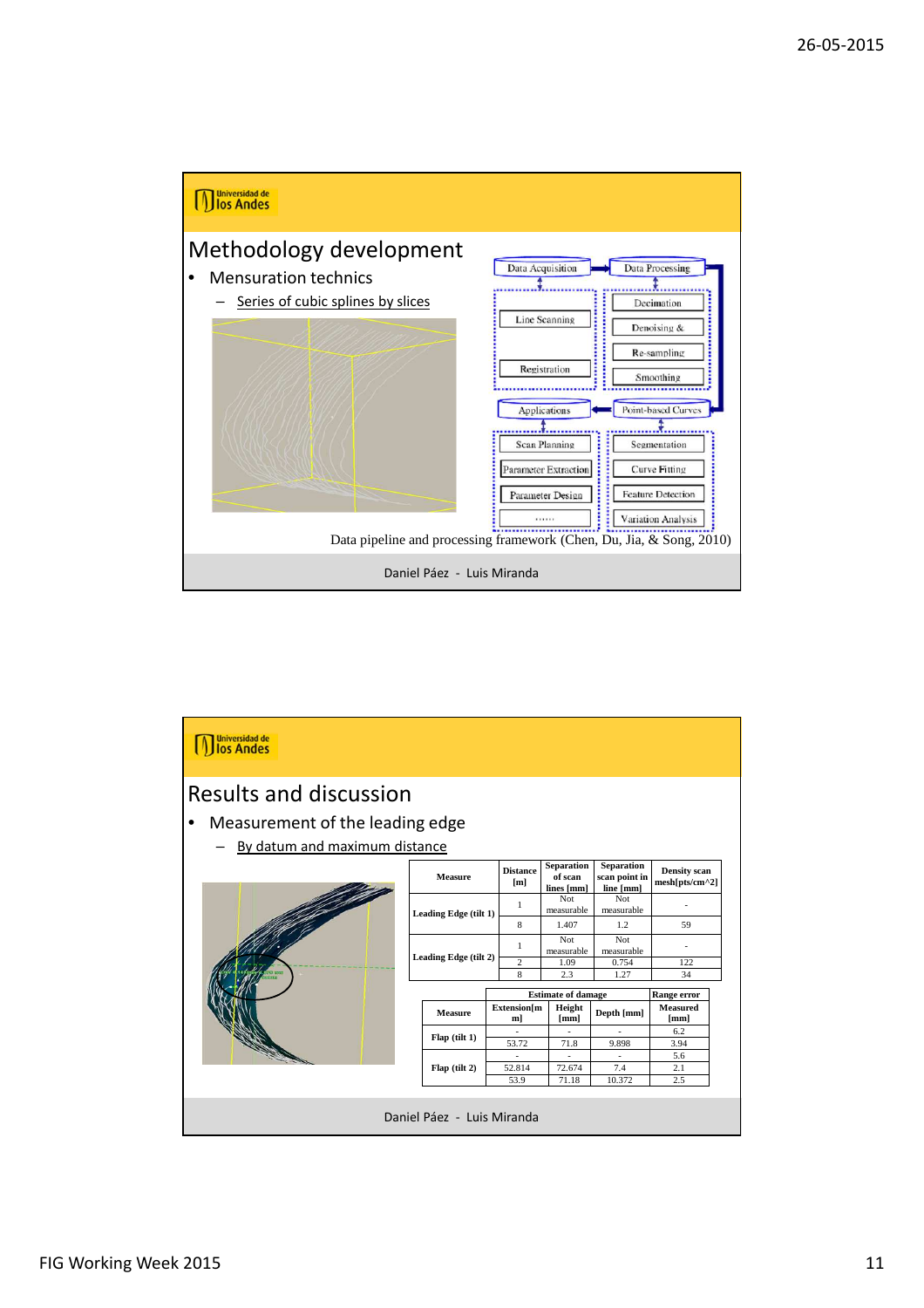## Methodology development

- Mensuration technics
  - Series of cubic splines by slices

Data Acquisition → Data Processing

Line Scanning, Registration | Decimation, Denoising &, Re-sampling, Smoothing

Applications ← Point-based Curves

Scan Planning, Parameter Extraction, Parameter Design, ...... | Segmentation, Curve Fitting, Feature Detection, Variation Analysis

Data pipeline and processing framework (Chen, Du, Jia, & Song, 2010)

Daniel Páez - Luis Miranda

## Results and discussion

- Measurement of the leading edge
  - By datum and maximum distance

| Measure | Distance [m] | Separation of scan lines [mm] | Separation scan point in line [mm] | Density scan mesh[pts/cm^2] |
|---|---|---|---|---|
| Leading Edge (tilt 1) | 1 | Not measurable | Not measurable | - |
| | 8 | 1.407 | 1.2 | 59 |
| Leading Edge (tilt 2) | 1 | Not measurable | Not measurable | - |
| | 2 | 1.09 | 0.754 | 122 |
| | 8 | 2.3 | 1.27 | 34 |

| | Estimate of damage | | | Range error |
|---|---|---|---|---|
| Measure | Extension[mm] | Height [mm] | Depth [mm] | Measured [mm] |
| Flap (tilt 1) | - | - | - | 6.2 |
| | 53.72 | 71.8 | 9.898 | 3.94 |
| Flap (tilt 2) | - | - | - | 5.6 |
| | 52.814 | 72.674 | 7.4 | 2.1 |
| | 53.9 | 71.18 | 10.372 | 2.5 |

Daniel Páez - Luis Miranda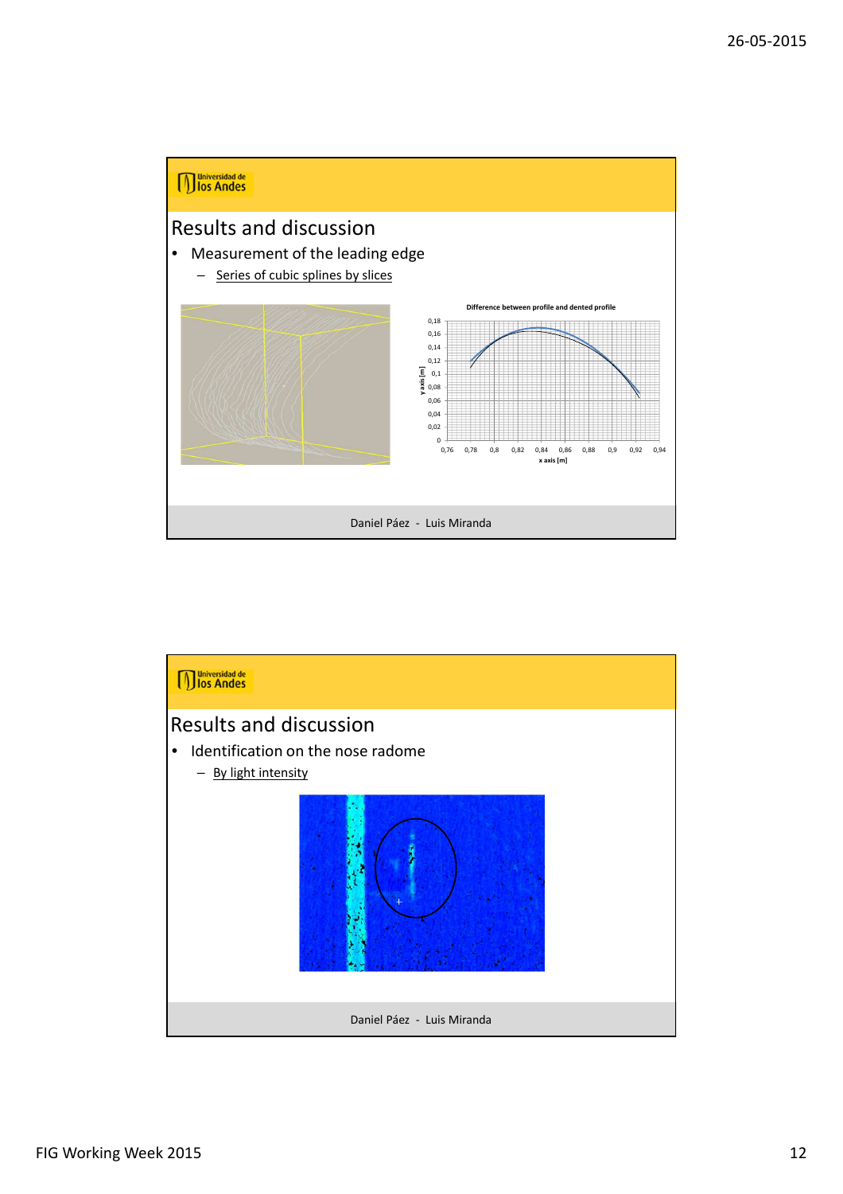## Results and discussion

- Measurement of the leading edge
  - Series of cubic splines by slices

Difference between profile and dented profile

## Results and discussion

- Identification on the nose radome
  - By light intensity

Daniel Páez - Luis Miranda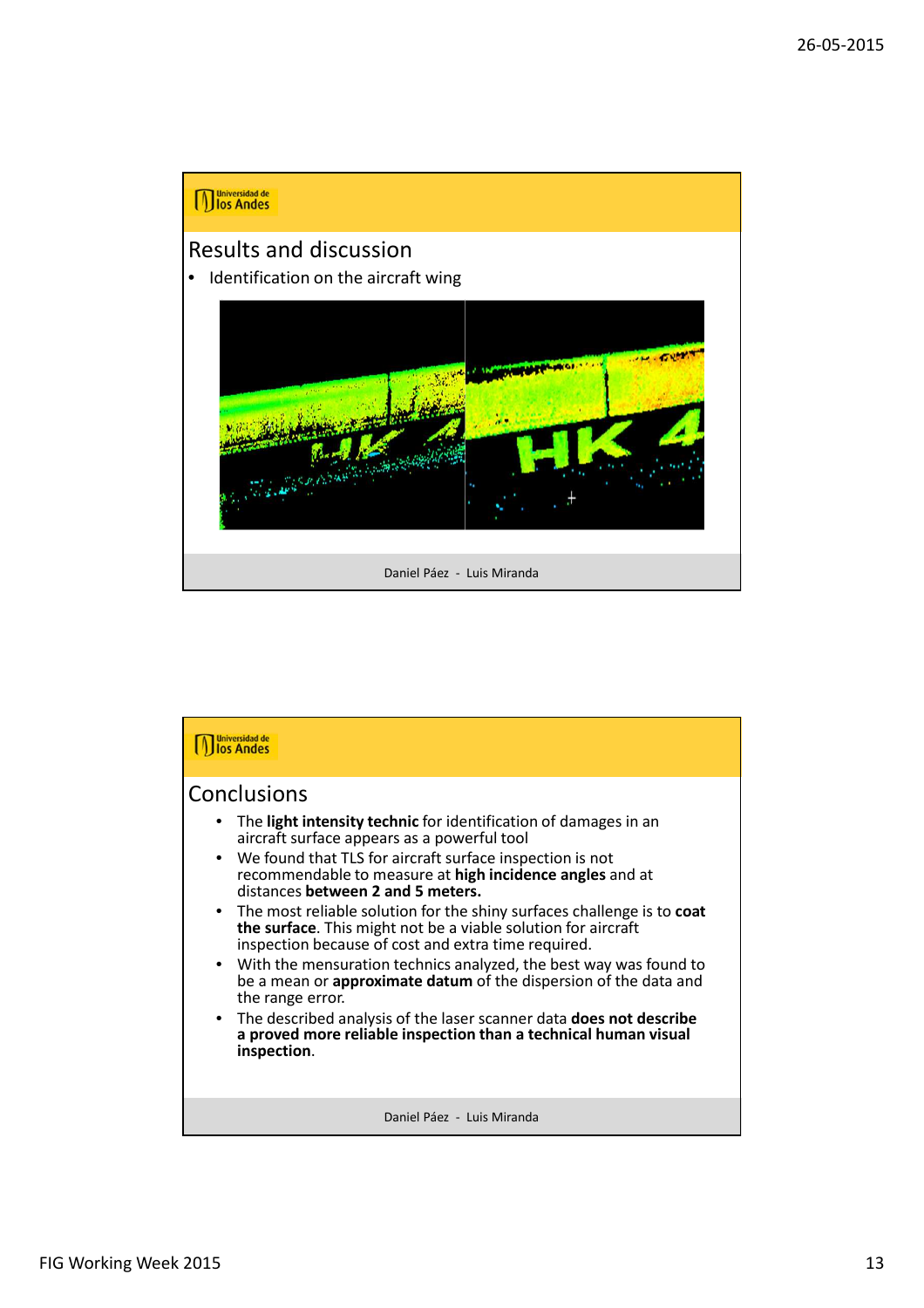## Results and discussion

- Identification on the aircraft wing

Daniel Páez - Luis Miranda

## Conclusions

- The **light intensity technic** for identification of damages in an aircraft surface appears as a powerful tool
- We found that TLS for aircraft surface inspection is not recommendable to measure at **high incidence angles** and at distances **between 2 and 5 meters.**
- The most reliable solution for the shiny surfaces challenge is to **coat the surface**. This might not be a viable solution for aircraft inspection because of cost and extra time required.
- With the mensuration technics analyzed, the best way was found to be a mean or **approximate datum** of the dispersion of the data and the range error.
- The described analysis of the laser scanner data **does not describe a proved more reliable inspection than a technical human visual inspection**.

Daniel Páez - Luis Miranda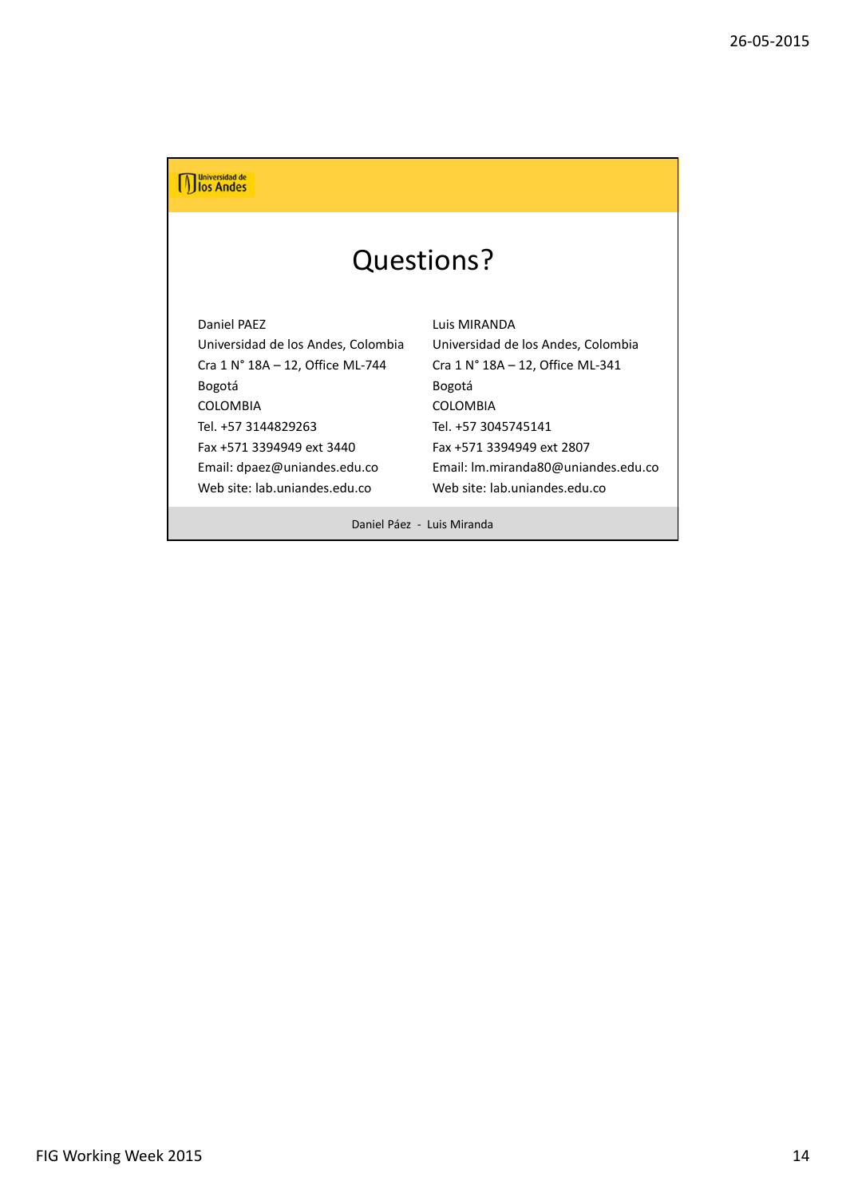Universidad de los Andes

# Questions?

Daniel PAEZ
Universidad de los Andes, Colombia
Cra 1 N° 18A – 12, Office ML-744
Bogotá
COLOMBIA
Tel. +57 3144829263
Fax +571 3394949 ext 3440
Email: dpaez@uniandes.edu.co
Web site: lab.uniandes.edu.co

Luis MIRANDA
Universidad de los Andes, Colombia
Cra 1 N° 18A – 12, Office ML-341
Bogotá
COLOMBIA
Tel. +57 3045745141
Fax +571 3394949 ext 2807
Email: lm.miranda80@uniandes.edu.co
Web site: lab.uniandes.edu.co

Daniel Páez - Luis Miranda